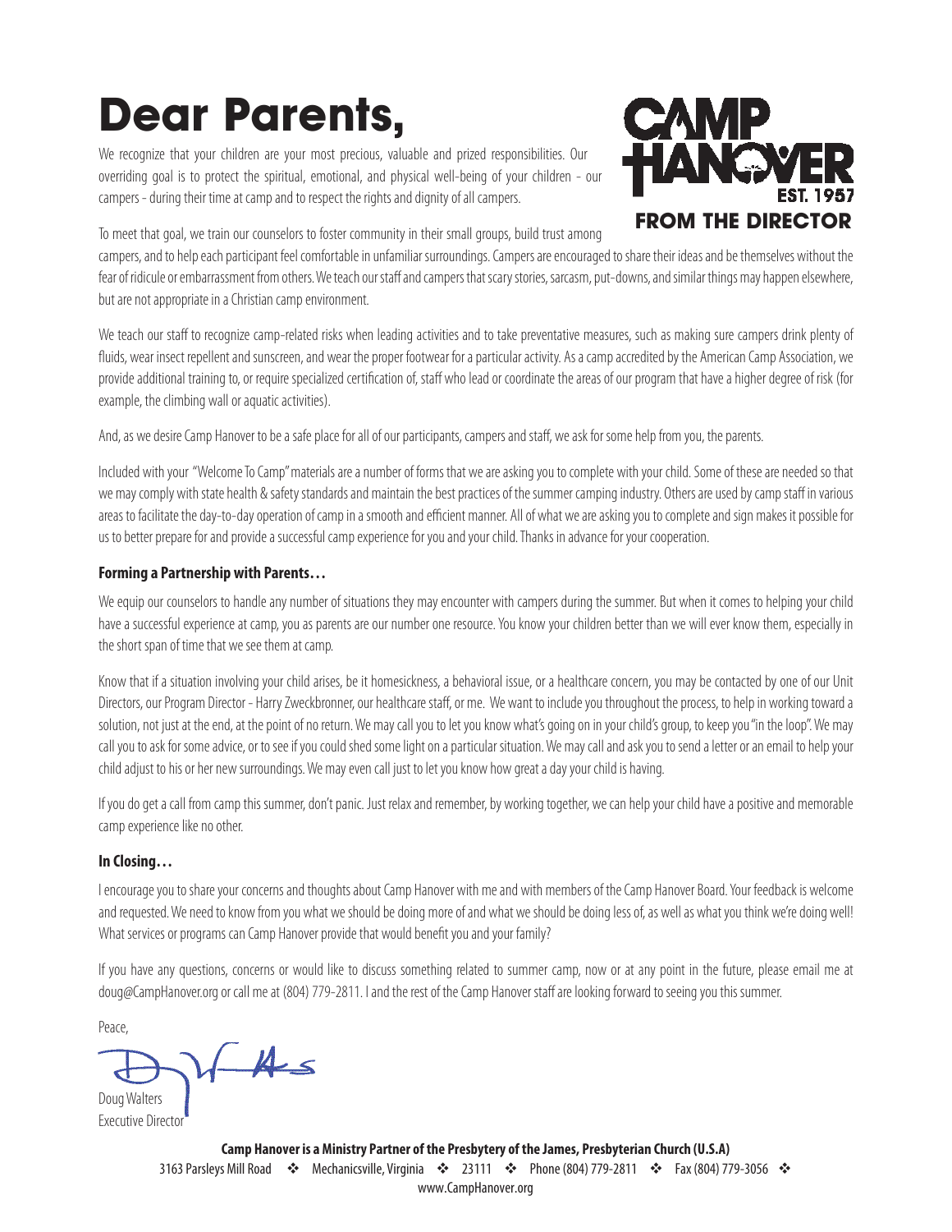# Dear Parents,

CAMP HANOVER EST. 1957

**FROM THE DIRECTOR**

We recognize that your children are your most precious, valuable and prized responsibilities. Our overriding goal is to protect the spiritual, emotional, and physical well-being of your children - our campers - during their time at camp and to respect the rights and dignity of all campers.

To meet that goal, we train our counselors to foster community in their small groups, build trust among campers, and to help each participant feel comfortable in unfamiliar surroundings. Campers are encouraged to share their ideas and be themselves without the fear of ridicule or embarrassment from others. We teach our staff and campers that scary stories, sarcasm, put-downs, and similar things may happen elsewhere, but are not appropriate in a Christian camp environment.

We teach our staff to recognize camp-related risks when leading activities and to take preventative measures, such as making sure campers drink plenty of fluids, wear insect repellent and sunscreen, and wear the proper footwear for a particular activity. As a camp accredited by the American Camp Association, we provide additional training to, or require specialized certification of, staff who lead or coordinate the areas of our program that have a higher degree of risk (for example, the climbing wall or aquatic activities).

And, as we desire Camp Hanover to be a safe place for all of our participants, campers and staff, we ask for some help from you, the parents.

Included with your "Welcome To Camp" materials are a number of forms that we are asking you to complete with your child. Some of these are needed so that we may comply with state health & safety standards and maintain the best practices of the summer camping industry. Others are used by camp staff in various areas to facilitate the day-to-day operation of camp in a smooth and efficient manner. All of what we are asking you to complete and sign makes it possible for us to better prepare for and provide a successful camp experience for you and your child. Thanks in advance for your cooperation.

**Forming a Partnership with Parents…**

We equip our counselors to handle any number of situations they may encounter with campers during the summer. But when it comes to helping your child have a successful experience at camp, you as parents are our number one resource. You know your children better than we will ever know them, especially in the short span of time that we see them at camp.

Know that if a situation involving your child arises, be it homesickness, a behavioral issue, or a healthcare concern, you may be contacted by one of our Unit Directors, our Program Director - Harry Zweckbronner, our healthcare staff, or me. We want to include you throughout the process, to help in working toward a solution, not just at the end, at the point of no return. We may call you to let you know what's going on in your child's group, to keep you "in the loop". We may call you to ask for some advice, or to see if you could shed some light on a particular situation. We may call and ask you to send a letter or an email to help your child adjust to his or her new surroundings. We may even call just to let you know how great a day your child is having.

If you do get a call from camp this summer, don't panic. Just relax and remember, by working together, we can help your child have a positive and memorable camp experience like no other.

**In Closing…**

I encourage you to share your concerns and thoughts about Camp Hanover with me and with members of the Camp Hanover Board. Your feedback is welcome and requested. We need to know from you what we should be doing more of and what we should be doing less of, as well as what you think we're doing well! What services or programs can Camp Hanover provide that would benefit you and your family?

If you have any questions, concerns or would like to discuss something related to summer camp, now or at any point in the future, please email me at doug@CampHanover.org or call me at (804) 779-2811. I and the rest of the Camp Hanover staff are looking forward to seeing you this summer.

Peace,

Doug Walters
Executive Director

**Camp Hanover is a Ministry Partner of the Presbytery of the James, Presbyterian Church (U.S.A)**

3163 Parsleys Mill Road ❖ Mechanicsville, Virginia ❖ 23111 ❖ Phone (804) 779-2811 ❖ Fax (804) 779-3056 ❖
www.CampHanover.org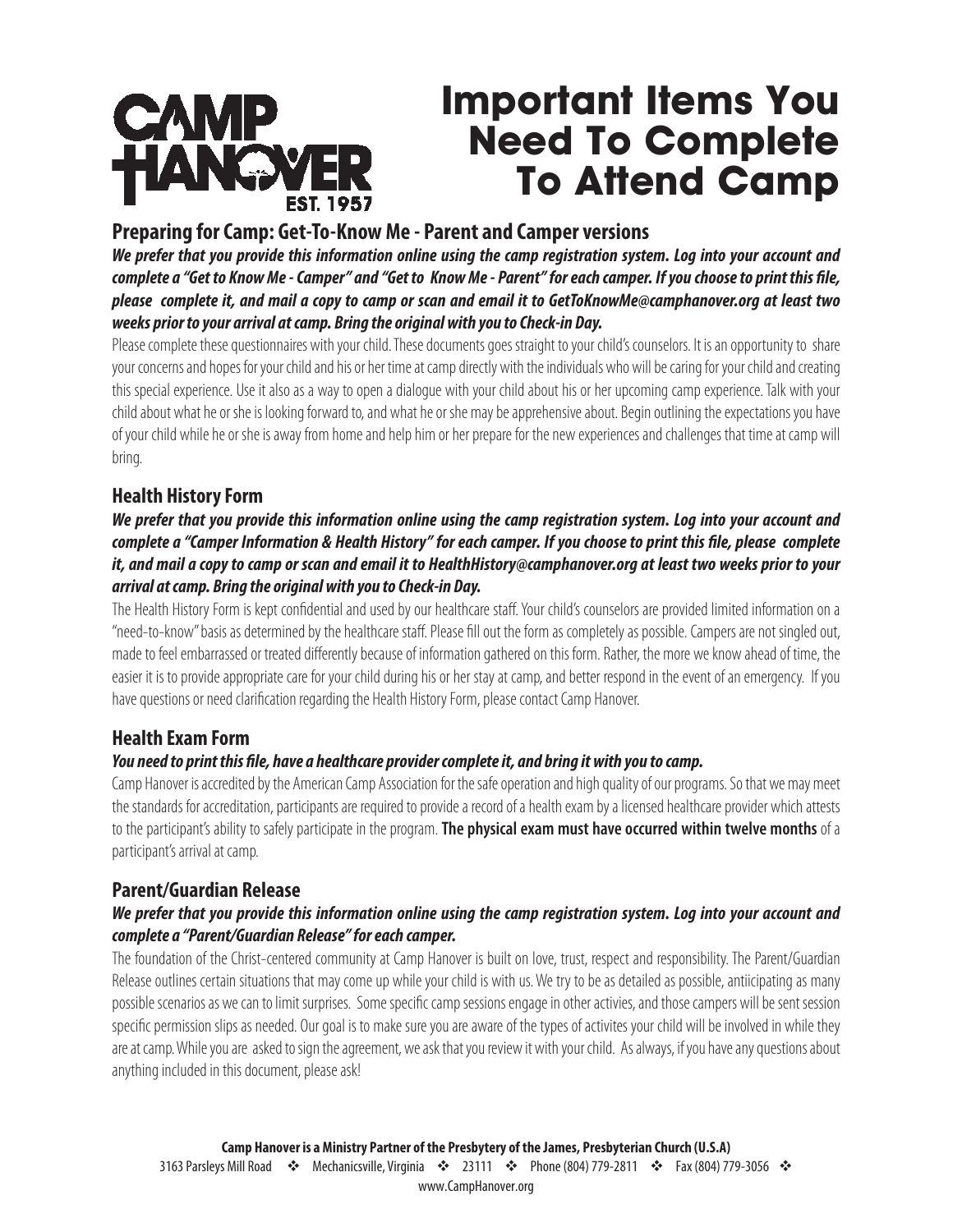CAMP HANOVER EST. 1957

# Important Items You Need To Complete To Attend Camp

## Preparing for Camp: Get-To-Know Me - Parent and Camper versions

***We prefer that you provide this information online using the camp registration system. Log into your account and complete a "Get to Know Me - Camper" and "Get to Know Me - Parent" for each camper. If you choose to print this file, please complete it, and mail a copy to camp or scan and email it to GetToKnowMe@camphanover.org at least two weeks prior to your arrival at camp. Bring the original with you to Check-in Day.***

Please complete these questionnaires with your child. These documents goes straight to your child's counselors. It is an opportunity to share your concerns and hopes for your child and his or her time at camp directly with the individuals who will be caring for your child and creating this special experience. Use it also as a way to open a dialogue with your child about his or her upcoming camp experience. Talk with your child about what he or she is looking forward to, and what he or she may be apprehensive about. Begin outlining the expectations you have of your child while he or she is away from home and help him or her prepare for the new experiences and challenges that time at camp will bring.

## Health History Form

***We prefer that you provide this information online using the camp registration system. Log into your account and complete a "Camper Information & Health History" for each camper. If you choose to print this file, please complete it, and mail a copy to camp or scan and email it to HealthHistory@camphanover.org at least two weeks prior to your arrival at camp. Bring the original with you to Check-in Day.***

The Health History Form is kept confidential and used by our healthcare staff. Your child's counselors are provided limited information on a "need-to-know" basis as determined by the healthcare staff. Please fill out the form as completely as possible. Campers are not singled out, made to feel embarrassed or treated differently because of information gathered on this form. Rather, the more we know ahead of time, the easier it is to provide appropriate care for your child during his or her stay at camp, and better respond in the event of an emergency. If you have questions or need clarification regarding the Health History Form, please contact Camp Hanover.

## Health Exam Form

***You need to print this file, have a healthcare provider complete it, and bring it with you to camp.***

Camp Hanover is accredited by the American Camp Association for the safe operation and high quality of our programs. So that we may meet the standards for accreditation, participants are required to provide a record of a health exam by a licensed healthcare provider which attests to the participant's ability to safely participate in the program. **The physical exam must have occurred within twelve months** of a participant's arrival at camp.

## Parent/Guardian Release

***We prefer that you provide this information online using the camp registration system. Log into your account and complete a "Parent/Guardian Release" for each camper.***

The foundation of the Christ-centered community at Camp Hanover is built on love, trust, respect and responsibility. The Parent/Guardian Release outlines certain situations that may come up while your child is with us. We try to be as detailed as possible, antiicipating as many possible scenarios as we can to limit surprises. Some specific camp sessions engage in other activies, and those campers will be sent session specific permission slips as needed. Our goal is to make sure you are aware of the types of activites your child will be involved in while they are at camp. While you are asked to sign the agreement, we ask that you review it with your child. As always, if you have any questions about anything included in this document, please ask!

**Camp Hanover is a Ministry Partner of the Presbytery of the James, Presbyterian Church (U.S.A)**
3163 Parsleys Mill Road ❖ Mechanicsville, Virginia ❖ 23111 ❖ Phone (804) 779-2811 ❖ Fax (804) 779-3056 ❖
www.CampHanover.org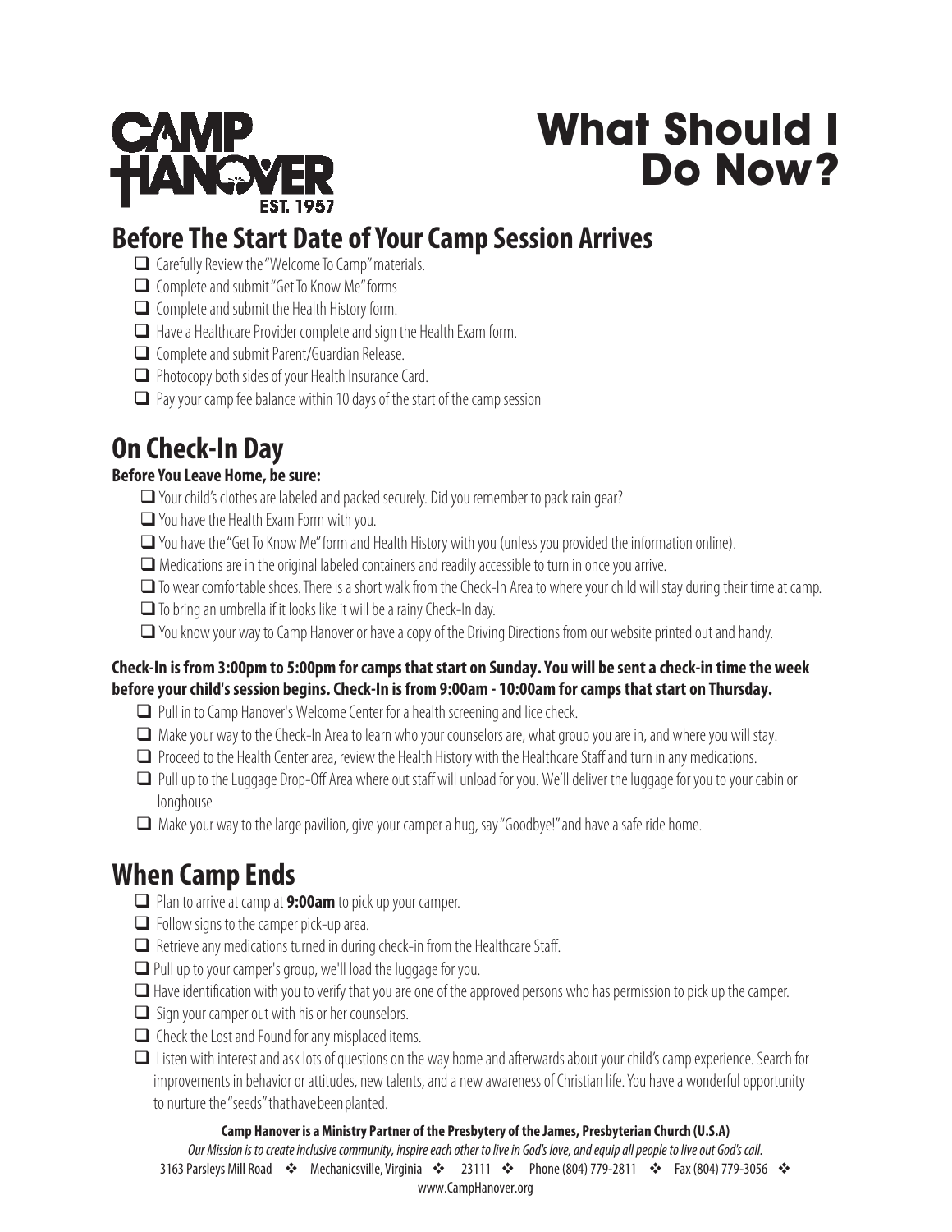# What Should I Do Now?

## Before The Start Date of Your Camp Session Arrives

- [ ] Carefully Review the "Welcome To Camp" materials.
- [ ] Complete and submit "Get To Know Me" forms
- [ ] Complete and submit the Health History form.
- [ ] Have a Healthcare Provider complete and sign the Health Exam form.
- [ ] Complete and submit Parent/Guardian Release.
- [ ] Photocopy both sides of your Health Insurance Card.
- [ ] Pay your camp fee balance within 10 days of the start of the camp session

## On Check-In Day

**Before You Leave Home, be sure:**

- [ ] Your child's clothes are labeled and packed securely. Did you remember to pack rain gear?
- [ ] You have the Health Exam Form with you.
- [ ] You have the "Get To Know Me" form and Health History with you (unless you provided the information online).
- [ ] Medications are in the original labeled containers and readily accessible to turn in once you arrive.
- [ ] To wear comfortable shoes. There is a short walk from the Check-In Area to where your child will stay during their time at camp.
- [ ] To bring an umbrella if it looks like it will be a rainy Check-In day.
- [ ] You know your way to Camp Hanover or have a copy of the Driving Directions from our website printed out and handy.

**Check-In is from 3:00pm to 5:00pm for camps that start on Sunday. You will be sent a check-in time the week before your child's session begins. Check-In is from 9:00am - 10:00am for camps that start on Thursday.**

- [ ] Pull in to Camp Hanover's Welcome Center for a health screening and lice check.
- [ ] Make your way to the Check-In Area to learn who your counselors are, what group you are in, and where you will stay.
- [ ] Proceed to the Health Center area, review the Health History with the Healthcare Staff and turn in any medications.
- [ ] Pull up to the Luggage Drop-Off Area where out staff will unload for you. We'll deliver the luggage for you to your cabin or longhouse
- [ ] Make your way to the large pavilion, give your camper a hug, say "Goodbye!" and have a safe ride home.

## When Camp Ends

- [ ] Plan to arrive at camp at **9:00am** to pick up your camper.
- [ ] Follow signs to the camper pick-up area.
- [ ] Retrieve any medications turned in during check-in from the Healthcare Staff.
- [ ] Pull up to your camper's group, we'll load the luggage for you.
- [ ] Have identification with you to verify that you are one of the approved persons who has permission to pick up the camper.
- [ ] Sign your camper out with his or her counselors.
- [ ] Check the Lost and Found for any misplaced items.
- [ ] Listen with interest and ask lots of questions on the way home and afterwards about your child's camp experience. Search for improvements in behavior or attitudes, new talents, and a new awareness of Christian life. You have a wonderful opportunity to nurture the "seeds" that have been planted.

**Camp Hanover is a Ministry Partner of the Presbytery of the James, Presbyterian Church (U.S.A)**

*Our Mission is to create inclusive community, inspire each other to live in God's love, and equip all people to live out God's call.*

3163 Parsleys Mill Road ❖ Mechanicsville, Virginia ❖ 23111 ❖ Phone (804) 779-2811 ❖ Fax (804) 779-3056 ❖ www.CampHanover.org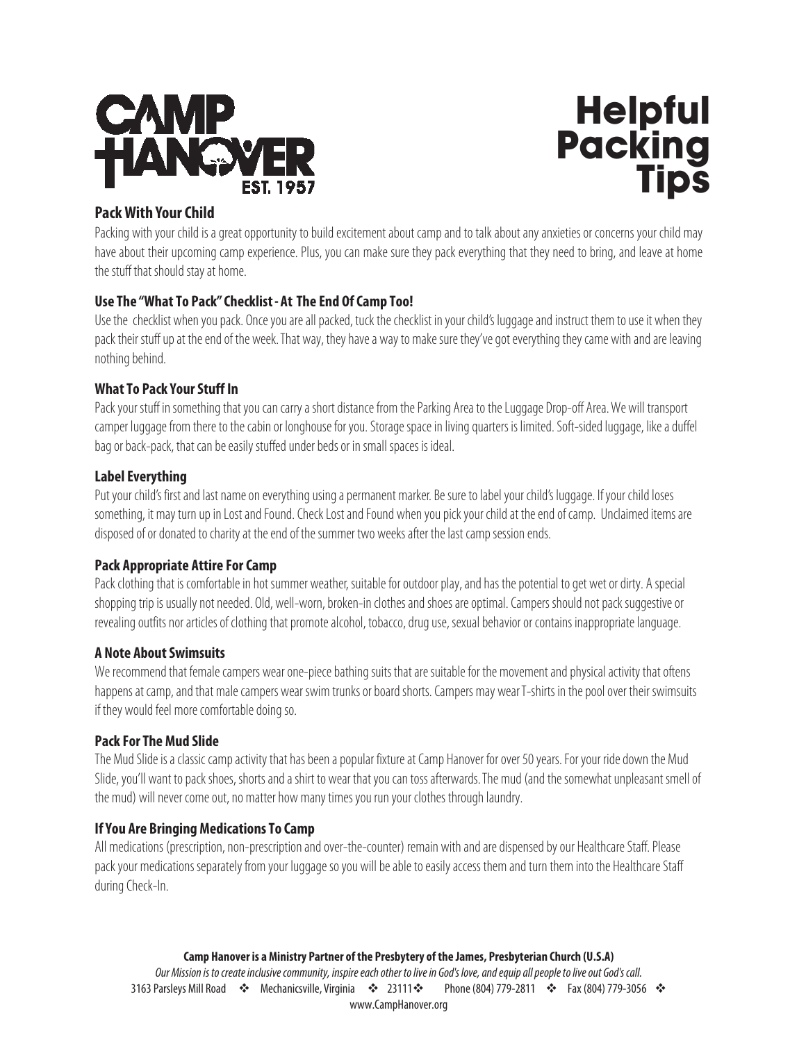# CAMP HANOVER EST. 1957

# Helpful Packing Tips

### Pack With Your Child

Packing with your child is a great opportunity to build excitement about camp and to talk about any anxieties or concerns your child may have about their upcoming camp experience. Plus, you can make sure they pack everything that they need to bring, and leave at home the stuff that should stay at home.

### Use The "What To Pack" Checklist - At The End Of Camp Too!

Use the checklist when you pack. Once you are all packed, tuck the checklist in your child's luggage and instruct them to use it when they pack their stuff up at the end of the week. That way, they have a way to make sure they've got everything they came with and are leaving nothing behind.

### What To Pack Your Stuff In

Pack your stuff in something that you can carry a short distance from the Parking Area to the Luggage Drop-off Area. We will transport camper luggage from there to the cabin or longhouse for you. Storage space in living quarters is limited. Soft-sided luggage, like a duffel bag or back-pack, that can be easily stuffed under beds or in small spaces is ideal.

### Label Everything

Put your child's first and last name on everything using a permanent marker. Be sure to label your child's luggage. If your child loses something, it may turn up in Lost and Found. Check Lost and Found when you pick your child at the end of camp. Unclaimed items are disposed of or donated to charity at the end of the summer two weeks after the last camp session ends.

### Pack Appropriate Attire For Camp

Pack clothing that is comfortable in hot summer weather, suitable for outdoor play, and has the potential to get wet or dirty. A special shopping trip is usually not needed. Old, well-worn, broken-in clothes and shoes are optimal. Campers should not pack suggestive or revealing outfits nor articles of clothing that promote alcohol, tobacco, drug use, sexual behavior or contains inappropriate language.

### A Note About Swimsuits

We recommend that female campers wear one-piece bathing suits that are suitable for the movement and physical activity that oftens happens at camp, and that male campers wear swim trunks or board shorts. Campers may wear T-shirts in the pool over their swimsuits if they would feel more comfortable doing so.

### Pack For The Mud Slide

The Mud Slide is a classic camp activity that has been a popular fixture at Camp Hanover for over 50 years. For your ride down the Mud Slide, you'll want to pack shoes, shorts and a shirt to wear that you can toss afterwards. The mud (and the somewhat unpleasant smell of the mud) will never come out, no matter how many times you run your clothes through laundry.

### If You Are Bringing Medications To Camp

All medications (prescription, non-prescription and over-the-counter) remain with and are dispensed by our Healthcare Staff. Please pack your medications separately from your luggage so you will be able to easily access them and turn them into the Healthcare Staff during Check-In.

**Camp Hanover is a Ministry Partner of the Presbytery of the James, Presbyterian Church (U.S.A)**

*Our Mission is to create inclusive community, inspire each other to live in God's love, and equip all people to live out God's call.*

3163 Parsleys Mill Road ❖ Mechanicsville, Virginia ❖ 23111❖ Phone (804) 779-2811 ❖ Fax (804) 779-3056 ❖

www.CampHanover.org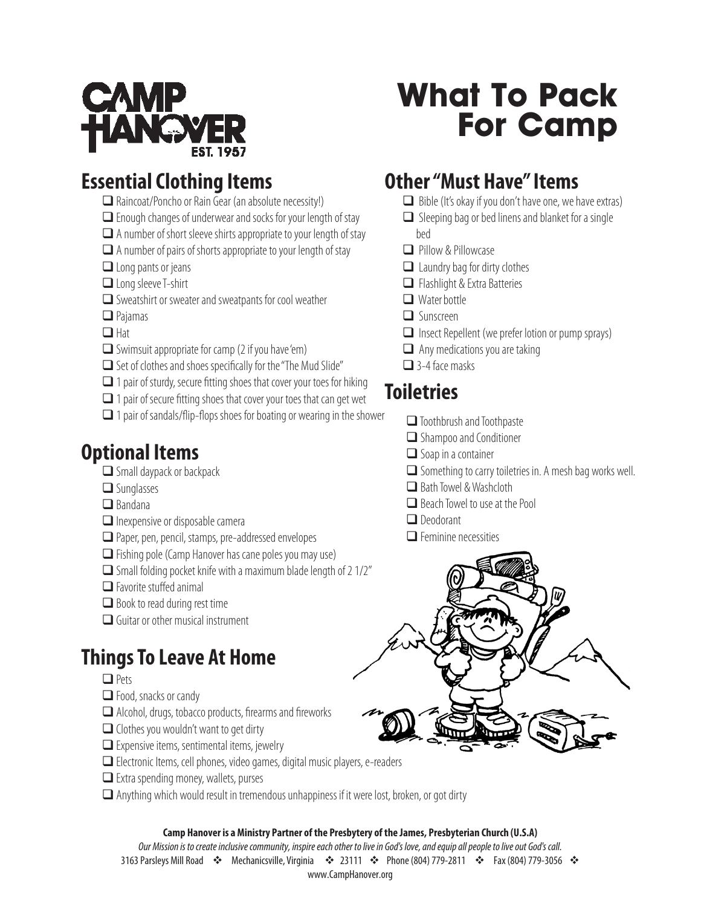# What To Pack For Camp

## Essential Clothing Items

- ☐ Raincoat/Poncho or Rain Gear (an absolute necessity!)
- ☐ Enough changes of underwear and socks for your length of stay
- ☐ A number of short sleeve shirts appropriate to your length of stay
- ☐ A number of pairs of shorts appropriate to your length of stay
- ☐ Long pants or jeans
- ☐ Long sleeve T-shirt
- ☐ Sweatshirt or sweater and sweatpants for cool weather
- ☐ Pajamas
- ☐ Hat
- ☐ Swimsuit appropriate for camp (2 if you have 'em)
- ☐ Set of clothes and shoes specifically for the "The Mud Slide"
- ☐ 1 pair of sturdy, secure fitting shoes that cover your toes for hiking
- ☐ 1 pair of secure fitting shoes that cover your toes that can get wet
- ☐ 1 pair of sandals/flip-flops shoes for boating or wearing in the shower

## Optional Items

- ☐ Small daypack or backpack
- ☐ Sunglasses
- ☐ Bandana
- ☐ Inexpensive or disposable camera
- ☐ Paper, pen, pencil, stamps, pre-addressed envelopes
- ☐ Fishing pole (Camp Hanover has cane poles you may use)
- ☐ Small folding pocket knife with a maximum blade length of 2 1/2"
- ☐ Favorite stuffed animal
- ☐ Book to read during rest time
- ☐ Guitar or other musical instrument

## Things To Leave At Home

- ☐ Pets
- ☐ Food, snacks or candy
- ☐ Alcohol, drugs, tobacco products, firearms and fireworks
- ☐ Clothes you wouldn't want to get dirty
- ☐ Expensive items, sentimental items, jewelry
- ☐ Electronic Items, cell phones, video games, digital music players, e-readers
- ☐ Extra spending money, wallets, purses
- ☐ Anything which would result in tremendous unhappiness if it were lost, broken, or got dirty

## Other "Must Have" Items

- ☐ Bible (It's okay if you don't have one, we have extras)
- ☐ Sleeping bag or bed linens and blanket for a single bed
- ☐ Pillow & Pillowcase
- ☐ Laundry bag for dirty clothes
- ☐ Flashlight & Extra Batteries
- ☐ Water bottle
- ☐ Sunscreen
- ☐ Insect Repellent (we prefer lotion or pump sprays)
- ☐ Any medications you are taking
- ☐ 3-4 face masks

## Toiletries

- ☐ Toothbrush and Toothpaste
- ☐ Shampoo and Conditioner
- ☐ Soap in a container
- ☐ Something to carry toiletries in. A mesh bag works well.
- ☐ Bath Towel & Washcloth
- ☐ Beach Towel to use at the Pool
- ☐ Deodorant
- ☐ Feminine necessities

**Camp Hanover is a Ministry Partner of the Presbytery of the James, Presbyterian Church (U.S.A)**

*Our Mission is to create inclusive community, inspire each other to live in God's love, and equip all people to live out God's call.*

3163 Parsleys Mill Road ❖ Mechanicsville, Virginia ❖ 23111 ❖ Phone (804) 779-2811 ❖ Fax (804) 779-3056 ❖

www.CampHanover.org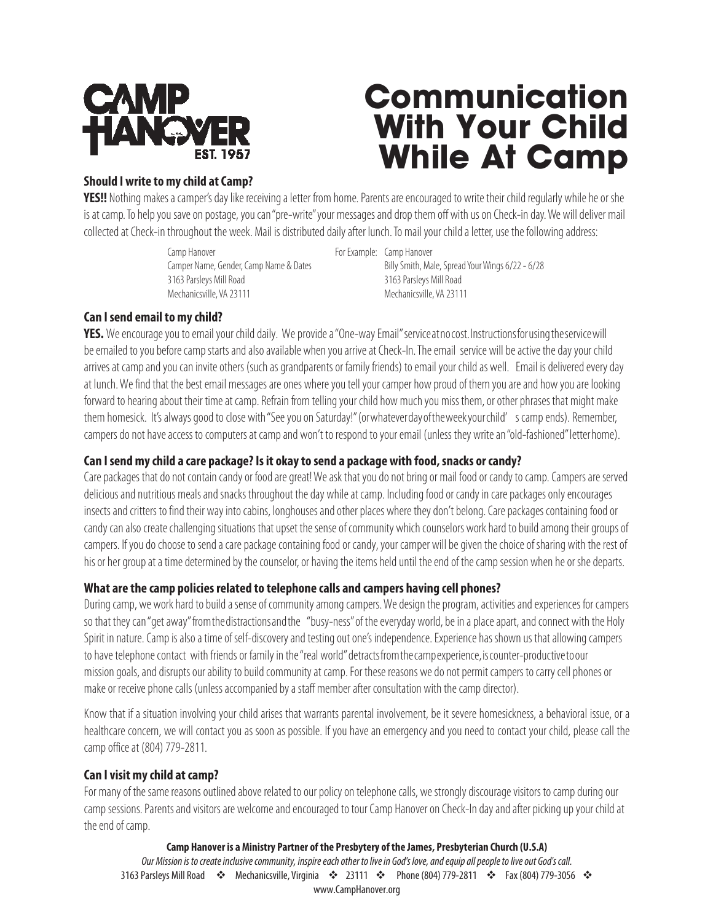CAMP HANOVER EST. 1957

# Communication With Your Child While At Camp

### Should I write to my child at Camp?

**YES!!** Nothing makes a camper's day like receiving a letter from home. Parents are encouraged to write their child regularly while he or she is at camp. To help you save on postage, you can "pre-write" your messages and drop them off with us on Check-in day. We will deliver mail collected at Check-in throughout the week. Mail is distributed daily after lunch. To mail your child a letter, use the following address:

Camp Hanover
Camper Name, Gender, Camp Name & Dates
3163 Parsleys Mill Road
Mechanicsville, VA 23111

For Example:
Camp Hanover
Billy Smith, Male, Spread Your Wings 6/22 - 6/28
3163 Parsleys Mill Road
Mechanicsville, VA 23111

### Can I send email to my child?

**YES.** We encourage you to email your child daily. We provide a "One-way Email" service at no cost. Instructions for using the service will be emailed to you before camp starts and also available when you arrive at Check-In. The email service will be active the day your child arrives at camp and you can invite others (such as grandparents or family friends) to email your child as well. Email is delivered every day at lunch. We find that the best email messages are ones where you tell your camper how proud of them you are and how you are looking forward to hearing about their time at camp. Refrain from telling your child how much you miss them, or other phrases that might make them homesick. It's always good to close with "See you on Saturday!" (or whatever day of the week your child's camp ends). Remember, campers do not have access to computers at camp and won't to respond to your email (unless they write an "old-fashioned" letter home).

### Can I send my child a care package? Is it okay to send a package with food, snacks or candy?

Care packages that do not contain candy or food are great! We ask that you do not bring or mail food or candy to camp. Campers are served delicious and nutritious meals and snacks throughout the day while at camp. Including food or candy in care packages only encourages insects and critters to find their way into cabins, longhouses and other places where they don't belong. Care packages containing food or candy can also create challenging situations that upset the sense of community which counselors work hard to build among their groups of campers. If you do choose to send a care package containing food or candy, your camper will be given the choice of sharing with the rest of his or her group at a time determined by the counselor, or having the items held until the end of the camp session when he or she departs.

### What are the camp policies related to telephone calls and campers having cell phones?

During camp, we work hard to build a sense of community among campers. We design the program, activities and experiences for campers so that they can "get away" from the distractions and the "busy-ness" of the everyday world, be in a place apart, and connect with the Holy Spirit in nature. Camp is also a time of self-discovery and testing out one's independence. Experience has shown us that allowing campers to have telephone contact with friends or family in the "real world" detracts from the camp experience, is counter-productive to our mission goals, and disrupts our ability to build community at camp. For these reasons we do not permit campers to carry cell phones or make or receive phone calls (unless accompanied by a staff member after consultation with the camp director).

Know that if a situation involving your child arises that warrants parental involvement, be it severe homesickness, a behavioral issue, or a healthcare concern, we will contact you as soon as possible. If you have an emergency and you need to contact your child, please call the camp office at (804) 779-2811.

### Can I visit my child at camp?

For many of the same reasons outlined above related to our policy on telephone calls, we strongly discourage visitors to camp during our camp sessions. Parents and visitors are welcome and encouraged to tour Camp Hanover on Check-In day and after picking up your child at the end of camp.

**Camp Hanover is a Ministry Partner of the Presbytery of the James, Presbyterian Church (U.S.A)**

*Our Mission is to create inclusive community, inspire each other to live in God's love, and equip all people to live out God's call.*

3163 Parsleys Mill Road ❖ Mechanicsville, Virginia ❖ 23111 ❖ Phone (804) 779-2811 ❖ Fax (804) 779-3056 ❖
www.CampHanover.org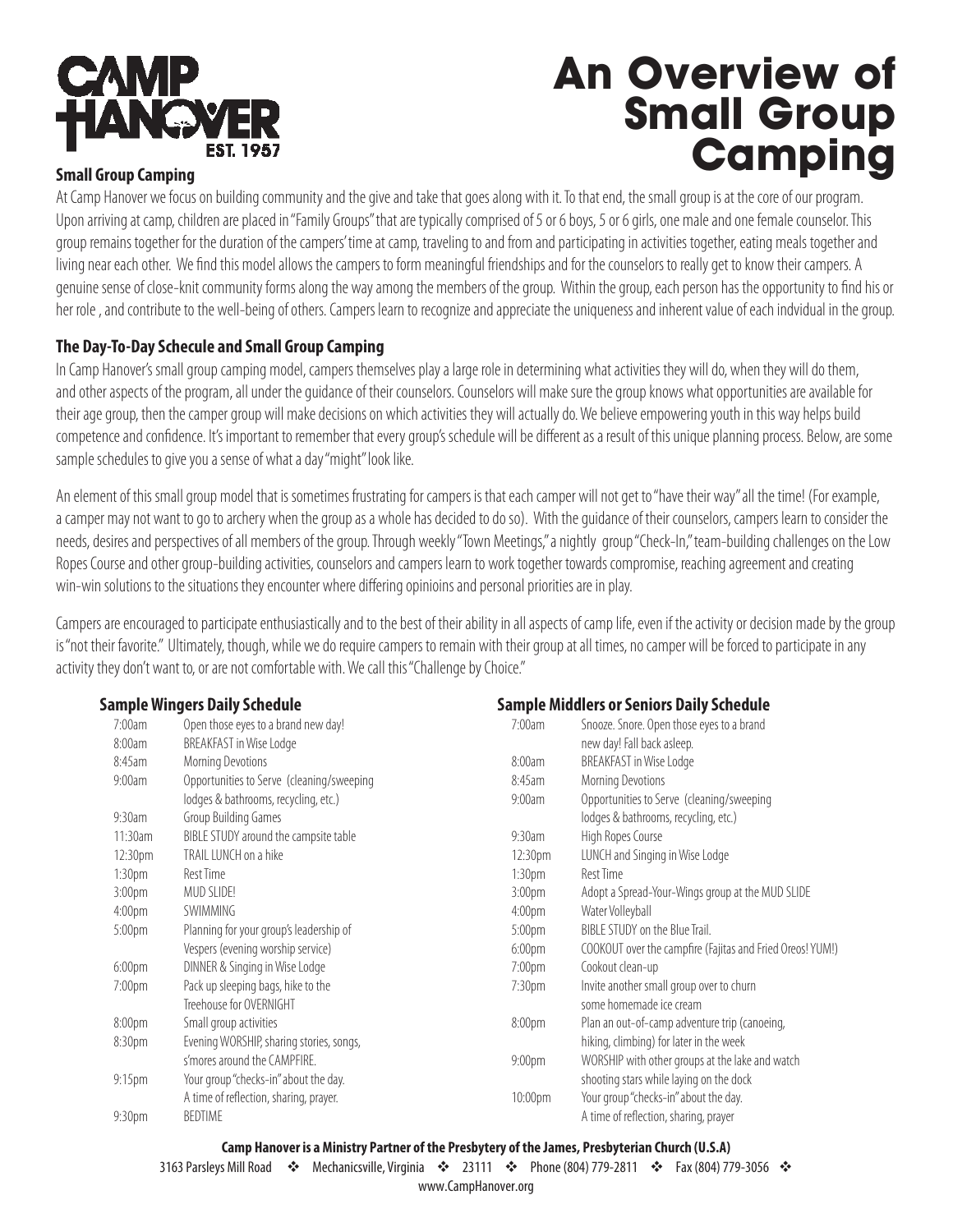# An Overview of Small Group Camping

CAMP HANOVER EST. 1957

## Small Group Camping

At Camp Hanover we focus on building community and the give and take that goes along with it. To that end, the small group is at the core of our program. Upon arriving at camp, children are placed in "Family Groups" that are typically comprised of 5 or 6 boys, 5 or 6 girls, one male and one female counselor. This group remains together for the duration of the campers' time at camp, traveling to and from and participating in activities together, eating meals together and living near each other. We find this model allows the campers to form meaningful friendships and for the counselors to really get to know their campers. A genuine sense of close-knit community forms along the way among the members of the group. Within the group, each person has the opportunity to find his or her role , and contribute to the well-being of others. Campers learn to recognize and appreciate the uniqueness and inherent value of each indvidual in the group.

## The Day-To-Day Schecule and Small Group Camping

In Camp Hanover's small group camping model, campers themselves play a large role in determining what activities they will do, when they will do them, and other aspects of the program, all under the guidance of their counselors. Counselors will make sure the group knows what opportunities are available for their age group, then the camper group will make decisions on which activities they will actually do. We believe empowering youth in this way helps build competence and confidence. It's important to remember that every group's schedule will be different as a result of this unique planning process. Below, are some sample schedules to give you a sense of what a day "might" look like.

An element of this small group model that is sometimes frustrating for campers is that each camper will not get to "have their way" all the time! (For example, a camper may not want to go to archery when the group as a whole has decided to do so). With the guidance of their counselors, campers learn to consider the needs, desires and perspectives of all members of the group. Through weekly "Town Meetings," a nightly group "Check-In," team-building challenges on the Low Ropes Course and other group-building activities, counselors and campers learn to work together towards compromise, reaching agreement and creating win-win solutions to the situations they encounter where differing opinioins and personal priorities are in play.

Campers are encouraged to participate enthusiastically and to the best of their ability in all aspects of camp life, even if the activity or decision made by the group is "not their favorite." Ultimately, though, while we do require campers to remain with their group at all times, no camper will be forced to participate in any activity they don't want to, or are not comfortable with. We call this "Challenge by Choice."

### Sample Wingers Daily Schedule

| Time | Activity |
|---|---|
| 7:00am | Open those eyes to a brand new day! |
| 8:00am | BREAKFAST in Wise Lodge |
| 8:45am | Morning Devotions |
| 9:00am | Opportunities to Serve (cleaning/sweeping lodges & bathrooms, recycling, etc.) |
| 9:30am | Group Building Games |
| 11:30am | BIBLE STUDY around the campsite table |
| 12:30pm | TRAIL LUNCH on a hike |
| 1:30pm | Rest Time |
| 3:00pm | MUD SLIDE! |
| 4:00pm | SWIMMING |
| 5:00pm | Planning for your group's leadership of Vespers (evening worship service) |
| 6:00pm | DINNER & Singing in Wise Lodge |
| 7:00pm | Pack up sleeping bags, hike to the Treehouse for OVERNIGHT |
| 8:00pm | Small group activities |
| 8:30pm | Evening WORSHIP, sharing stories, songs, s'mores around the CAMPFIRE. |
| 9:15pm | Your group "checks-in" about the day. A time of reflection, sharing, prayer. |
| 9:30pm | BEDTIME |

### Sample Middlers or Seniors Daily Schedule

| Time | Activity |
|---|---|
| 7:00am | Snooze. Snore. Open those eyes to a brand new day! Fall back asleep. |
| 8:00am | BREAKFAST in Wise Lodge |
| 8:45am | Morning Devotions |
| 9:00am | Opportunities to Serve (cleaning/sweeping lodges & bathrooms, recycling, etc.) |
| 9:30am | High Ropes Course |
| 12:30pm | LUNCH and Singing in Wise Lodge |
| 1:30pm | Rest Time |
| 3:00pm | Adopt a Spread-Your-Wings group at the MUD SLIDE |
| 4:00pm | Water Volleyball |
| 5:00pm | BIBLE STUDY on the Blue Trail. |
| 6:00pm | COOKOUT over the campfire (Fajitas and Fried Oreos! YUM!) |
| 7:00pm | Cookout clean-up |
| 7:30pm | Invite another small group over to churn some homemade ice cream |
| 8:00pm | Plan an out-of-camp adventure trip (canoeing, hiking, climbing) for later in the week |
| 9:00pm | WORSHIP with other groups at the lake and watch shooting stars while laying on the dock |
| 10:00pm | Your group "checks-in" about the day. A time of reflection, sharing, prayer |

**Camp Hanover is a Ministry Partner of the Presbytery of the James, Presbyterian Church (U.S.A)**

3163 Parsleys Mill Road ❖ Mechanicsville, Virginia ❖ 23111 ❖ Phone (804) 779-2811 ❖ Fax (804) 779-3056 ❖

www.CampHanover.org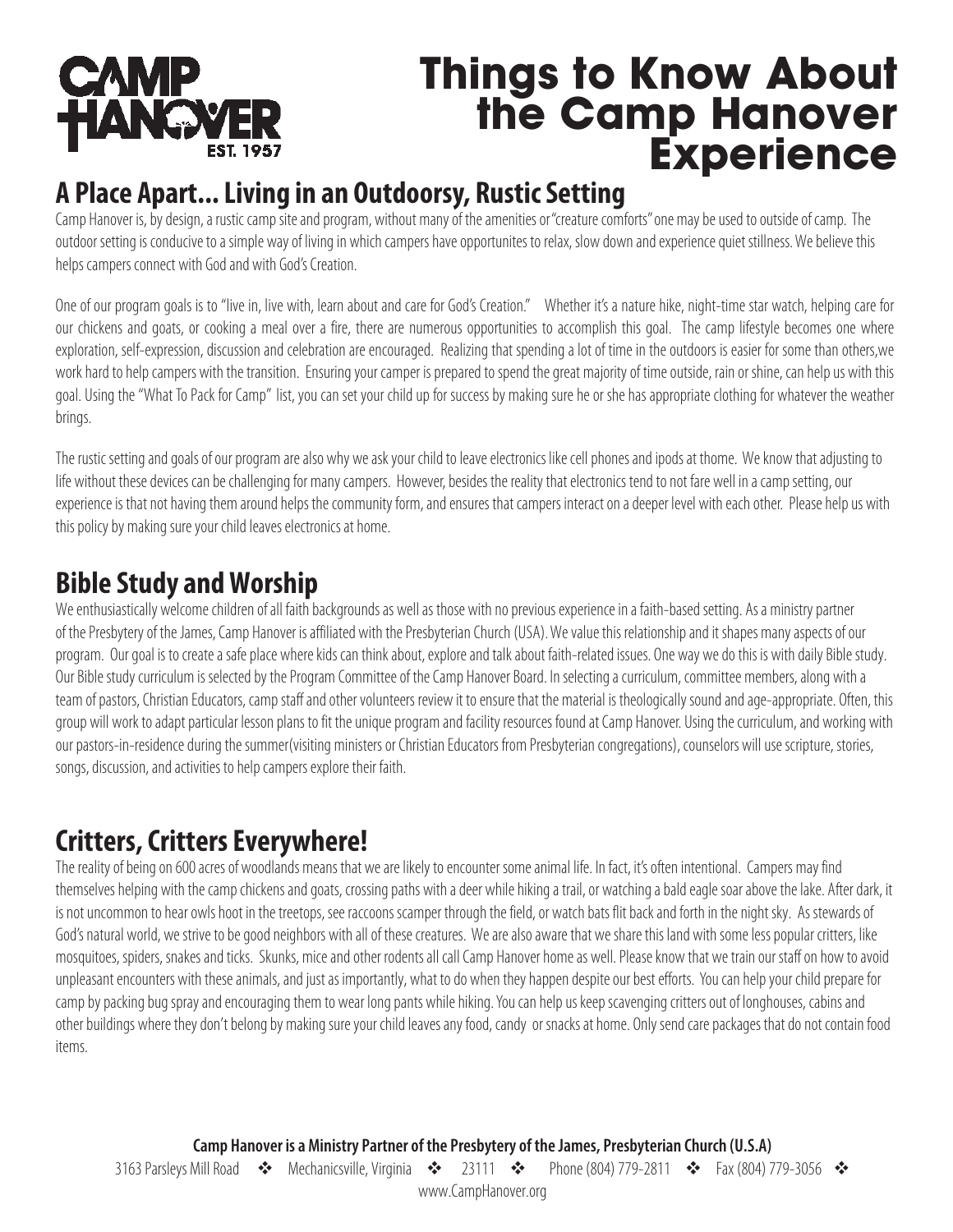CAMP HANOVER EST. 1957

# Things to Know About the Camp Hanover Experience

## A Place Apart... Living in an Outdoorsy, Rustic Setting

Camp Hanover is, by design, a rustic camp site and program, without many of the amenities or "creature comforts" one may be used to outside of camp. The outdoor setting is conducive to a simple way of living in which campers have opportunites to relax, slow down and experience quiet stillness. We believe this helps campers connect with God and with God's Creation.

One of our program goals is to "live in, live with, learn about and care for God's Creation." Whether it's a nature hike, night-time star watch, helping care for our chickens and goats, or cooking a meal over a fire, there are numerous opportunities to accomplish this goal. The camp lifestyle becomes one where exploration, self-expression, discussion and celebration are encouraged. Realizing that spending a lot of time in the outdoors is easier for some than others,we work hard to help campers with the transition. Ensuring your camper is prepared to spend the great majority of time outside, rain or shine, can help us with this goal. Using the "What To Pack for Camp" list, you can set your child up for success by making sure he or she has appropriate clothing for whatever the weather brings.

The rustic setting and goals of our program are also why we ask your child to leave electronics like cell phones and ipods at thome. We know that adjusting to life without these devices can be challenging for many campers. However, besides the reality that electronics tend to not fare well in a camp setting, our experience is that not having them around helps the community form, and ensures that campers interact on a deeper level with each other. Please help us with this policy by making sure your child leaves electronics at home.

## Bible Study and Worship

We enthusiastically welcome children of all faith backgrounds as well as those with no previous experience in a faith-based setting. As a ministry partner of the Presbytery of the James, Camp Hanover is affiliated with the Presbyterian Church (USA). We value this relationship and it shapes many aspects of our program. Our goal is to create a safe place where kids can think about, explore and talk about faith-related issues. One way we do this is with daily Bible study. Our Bible study curriculum is selected by the Program Committee of the Camp Hanover Board. In selecting a curriculum, committee members, along with a team of pastors, Christian Educators, camp staff and other volunteers review it to ensure that the material is theologically sound and age-appropriate. Often, this group will work to adapt particular lesson plans to fit the unique program and facility resources found at Camp Hanover. Using the curriculum, and working with our pastors-in-residence during the summer(visiting ministers or Christian Educators from Presbyterian congregations), counselors will use scripture, stories, songs, discussion, and activities to help campers explore their faith.

## Critters, Critters Everywhere!

The reality of being on 600 acres of woodlands means that we are likely to encounter some animal life. In fact, it's often intentional. Campers may find themselves helping with the camp chickens and goats, crossing paths with a deer while hiking a trail, or watching a bald eagle soar above the lake. After dark, it is not uncommon to hear owls hoot in the treetops, see raccoons scamper through the field, or watch bats flit back and forth in the night sky. As stewards of God's natural world, we strive to be good neighbors with all of these creatures. We are also aware that we share this land with some less popular critters, like mosquitoes, spiders, snakes and ticks. Skunks, mice and other rodents all call Camp Hanover home as well. Please know that we train our staff on how to avoid unpleasant encounters with these animals, and just as importantly, what to do when they happen despite our best efforts. You can help your child prepare for camp by packing bug spray and encouraging them to wear long pants while hiking. You can help us keep scavenging critters out of longhouses, cabins and other buildings where they don't belong by making sure your child leaves any food, candy or snacks at home. Only send care packages that do not contain food items.

**Camp Hanover is a Ministry Partner of the Presbytery of the James, Presbyterian Church (U.S.A)**

3163 Parsleys Mill Road ❖ Mechanicsville, Virginia ❖ 23111 ❖ Phone (804) 779-2811 ❖ Fax (804) 779-3056 ❖ www.CampHanover.org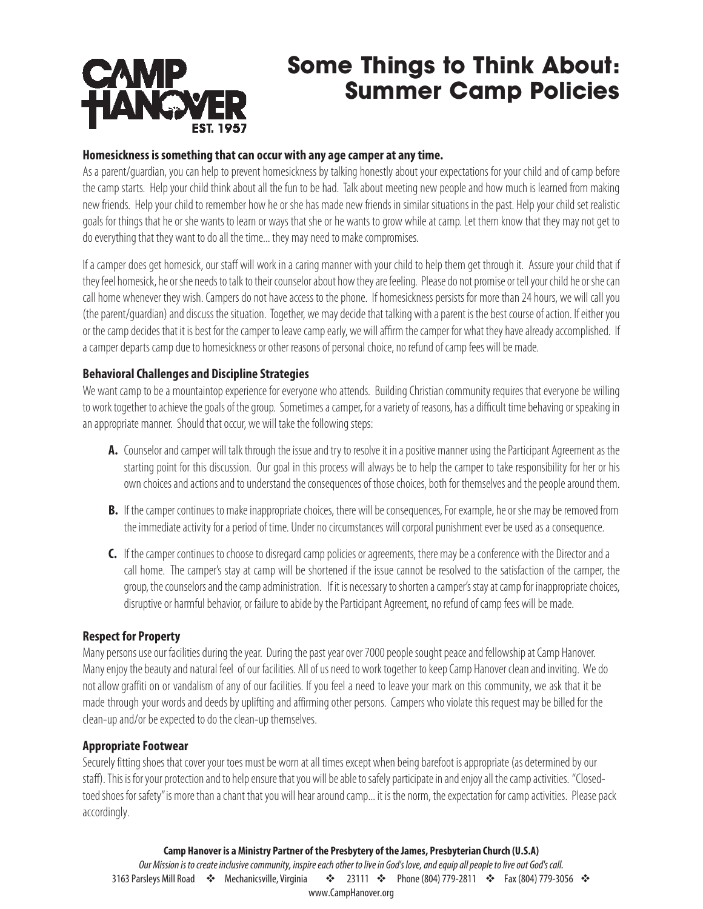CAMP HANOVER EST. 1957

# Some Things to Think About: Summer Camp Policies

### Homesickness is something that can occur with any age camper at any time.

As a parent/guardian, you can help to prevent homesickness by talking honestly about your expectations for your child and of camp before the camp starts. Help your child think about all the fun to be had. Talk about meeting new people and how much is learned from making new friends. Help your child to remember how he or she has made new friends in similar situations in the past. Help your child set realistic goals for things that he or she wants to learn or ways that she or he wants to grow while at camp. Let them know that they may not get to do everything that they want to do all the time... they may need to make compromises.

If a camper does get homesick, our staff will work in a caring manner with your child to help them get through it. Assure your child that if they feel homesick, he or she needs to talk to their counselor about how they are feeling. Please do not promise or tell your child he or she can call home whenever they wish. Campers do not have access to the phone. If homesickness persists for more than 24 hours, we will call you (the parent/guardian) and discuss the situation. Together, we may decide that talking with a parent is the best course of action. If either you or the camp decides that it is best for the camper to leave camp early, we will affirm the camper for what they have already accomplished. If a camper departs camp due to homesickness or other reasons of personal choice, no refund of camp fees will be made.

### Behavioral Challenges and Discipline Strategies

We want camp to be a mountaintop experience for everyone who attends. Building Christian community requires that everyone be willing to work together to achieve the goals of the group. Sometimes a camper, for a variety of reasons, has a difficult time behaving or speaking in an appropriate manner. Should that occur, we will take the following steps:

**A.** Counselor and camper will talk through the issue and try to resolve it in a positive manner using the Participant Agreement as the starting point for this discussion. Our goal in this process will always be to help the camper to take responsibility for her or his own choices and actions and to understand the consequences of those choices, both for themselves and the people around them.

**B.** If the camper continues to make inappropriate choices, there will be consequences, For example, he or she may be removed from the immediate activity for a period of time. Under no circumstances will corporal punishment ever be used as a consequence.

**C.** If the camper continues to choose to disregard camp policies or agreements, there may be a conference with the Director and a call home. The camper's stay at camp will be shortened if the issue cannot be resolved to the satisfaction of the camper, the group, the counselors and the camp administration. If it is necessary to shorten a camper's stay at camp for inappropriate choices, disruptive or harmful behavior, or failure to abide by the Participant Agreement, no refund of camp fees will be made.

### Respect for Property

Many persons use our facilities during the year. During the past year over 7000 people sought peace and fellowship at Camp Hanover. Many enjoy the beauty and natural feel of our facilities. All of us need to work together to keep Camp Hanover clean and inviting. We do not allow graffiti on or vandalism of any of our facilities. If you feel a need to leave your mark on this community, we ask that it be made through your words and deeds by uplifting and affirming other persons. Campers who violate this request may be billed for the clean-up and/or be expected to do the clean-up themselves.

### Appropriate Footwear

Securely fitting shoes that cover your toes must be worn at all times except when being barefoot is appropriate (as determined by our staff). This is for your protection and to help ensure that you will be able to safely participate in and enjoy all the camp activities. "Closed-toed shoes for safety" is more than a chant that you will hear around camp... it is the norm, the expectation for camp activities. Please pack accordingly.

**Camp Hanover is a Ministry Partner of the Presbytery of the James, Presbyterian Church (U.S.A)**

*Our Mission is to create inclusive community, inspire each other to live in God's love, and equip all people to live out God's call.*

3163 Parsleys Mill Road ❖ Mechanicsville, Virginia ❖ 23111 ❖ Phone (804) 779-2811 ❖ Fax (804) 779-3056 ❖ www.CampHanover.org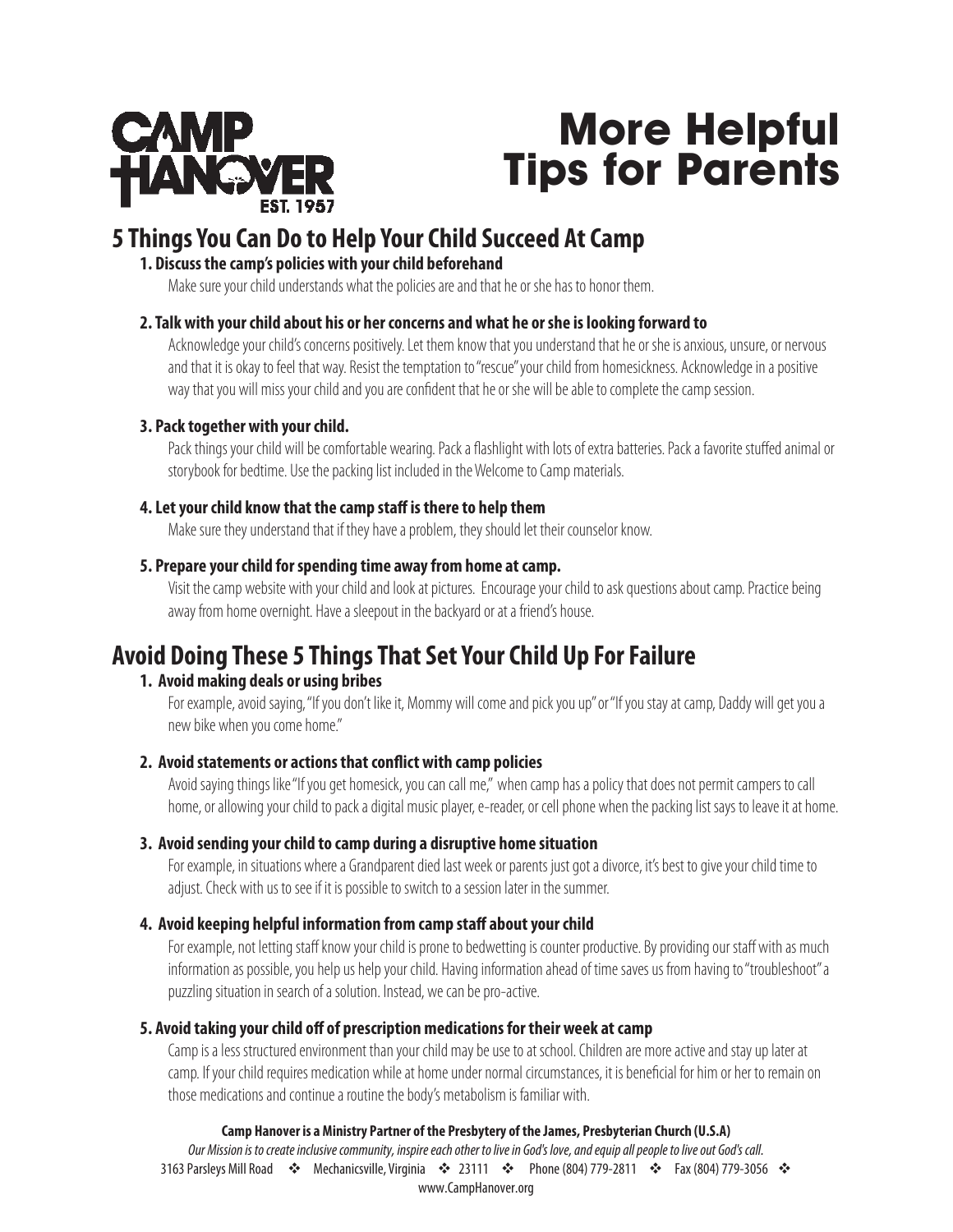# CAMP HANOVER

EST. 1957

# More Helpful Tips for Parents

## 5 Things You Can Do to Help Your Child Succeed At Camp

**1. Discuss the camp's policies with your child beforehand**

Make sure your child understands what the policies are and that he or she has to honor them.

**2. Talk with your child about his or her concerns and what he or she is looking forward to**

Acknowledge your child's concerns positively. Let them know that you understand that he or she is anxious, unsure, or nervous and that it is okay to feel that way. Resist the temptation to "rescue" your child from homesickness. Acknowledge in a positive way that you will miss your child and you are confident that he or she will be able to complete the camp session.

**3. Pack together with your child.**

Pack things your child will be comfortable wearing. Pack a flashlight with lots of extra batteries. Pack a favorite stuffed animal or storybook for bedtime. Use the packing list included in the Welcome to Camp materials.

**4. Let your child know that the camp staff is there to help them**

Make sure they understand that if they have a problem, they should let their counselor know.

**5. Prepare your child for spending time away from home at camp.**

Visit the camp website with your child and look at pictures. Encourage your child to ask questions about camp. Practice being away from home overnight. Have a sleepout in the backyard or at a friend's house.

## Avoid Doing These 5 Things That Set Your Child Up For Failure

**1. Avoid making deals or using bribes**

For example, avoid saying, "If you don't like it, Mommy will come and pick you up" or "If you stay at camp, Daddy will get you a new bike when you come home."

**2. Avoid statements or actions that conflict with camp policies**

Avoid saying things like "If you get homesick, you can call me," when camp has a policy that does not permit campers to call home, or allowing your child to pack a digital music player, e-reader, or cell phone when the packing list says to leave it at home.

**3. Avoid sending your child to camp during a disruptive home situation**

For example, in situations where a Grandparent died last week or parents just got a divorce, it's best to give your child time to adjust. Check with us to see if it is possible to switch to a session later in the summer.

**4. Avoid keeping helpful information from camp staff about your child**

For example, not letting staff know your child is prone to bedwetting is counter productive. By providing our staff with as much information as possible, you help us help your child. Having information ahead of time saves us from having to "troubleshoot" a puzzling situation in search of a solution. Instead, we can be pro-active.

**5. Avoid taking your child off of prescription medications for their week at camp**

Camp is a less structured environment than your child may be use to at school. Children are more active and stay up later at camp. If your child requires medication while at home under normal circumstances, it is beneficial for him or her to remain on those medications and continue a routine the body's metabolism is familiar with.

**Camp Hanover is a Ministry Partner of the Presbytery of the James, Presbyterian Church (U.S.A)**

*Our Mission is to create inclusive community, inspire each other to live in God's love, and equip all people to live out God's call.*

3163 Parsleys Mill Road ❖ Mechanicsville, Virginia ❖ 23111 ❖ Phone (804) 779-2811 ❖ Fax (804) 779-3056 ❖ www.CampHanover.org